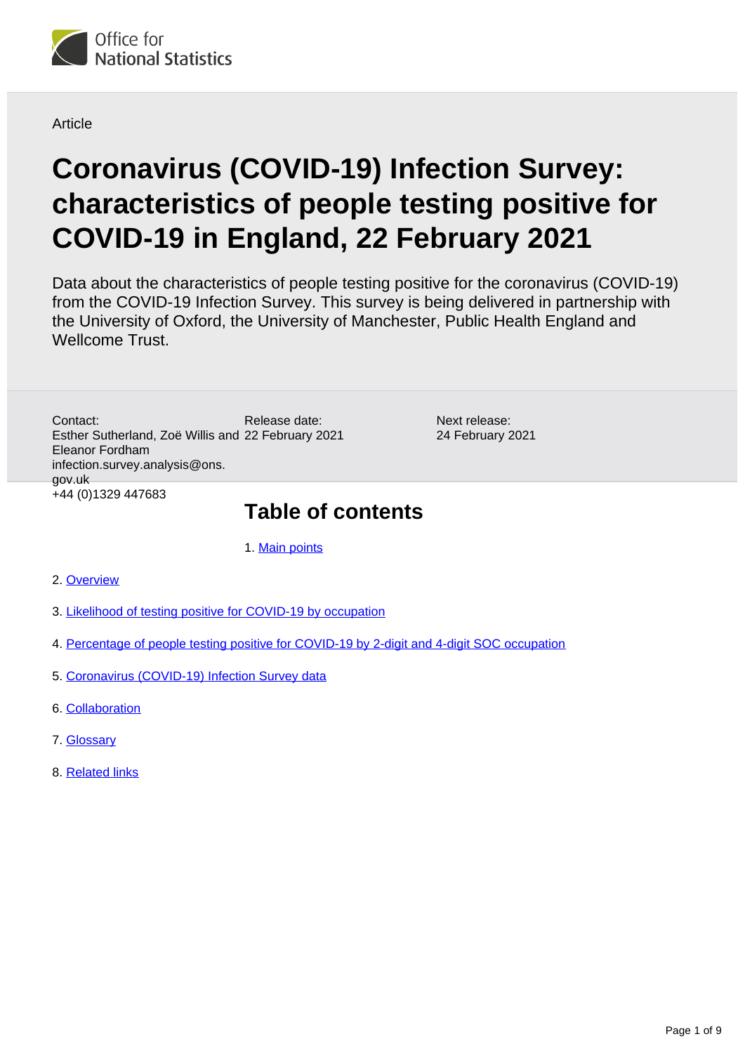Office for National Statistics

Article

# Coronavirus (COVID-19) Infection Survey: characteristics of people testing positive for COVID-19 in England, 22 February 2021

Data about the characteristics of people testing positive for the coronavirus (COVID-19) from the COVID-19 Infection Survey. This survey is being delivered in partnership with the University of Oxford, the University of Manchester, Public Health England and Wellcome Trust.

Contact:
Esther Sutherland, Zoë Willis and Eleanor Fordham
infection.survey.analysis@ons.gov.uk
+44 (0)1329 447683

Release date:
22 February 2021

Next release:
24 February 2021

## Table of contents

1. Main points
2. Overview
3. Likelihood of testing positive for COVID-19 by occupation
4. Percentage of people testing positive for COVID-19 by 2-digit and 4-digit SOC occupation
5. Coronavirus (COVID-19) Infection Survey data
6. Collaboration
7. Glossary
8. Related links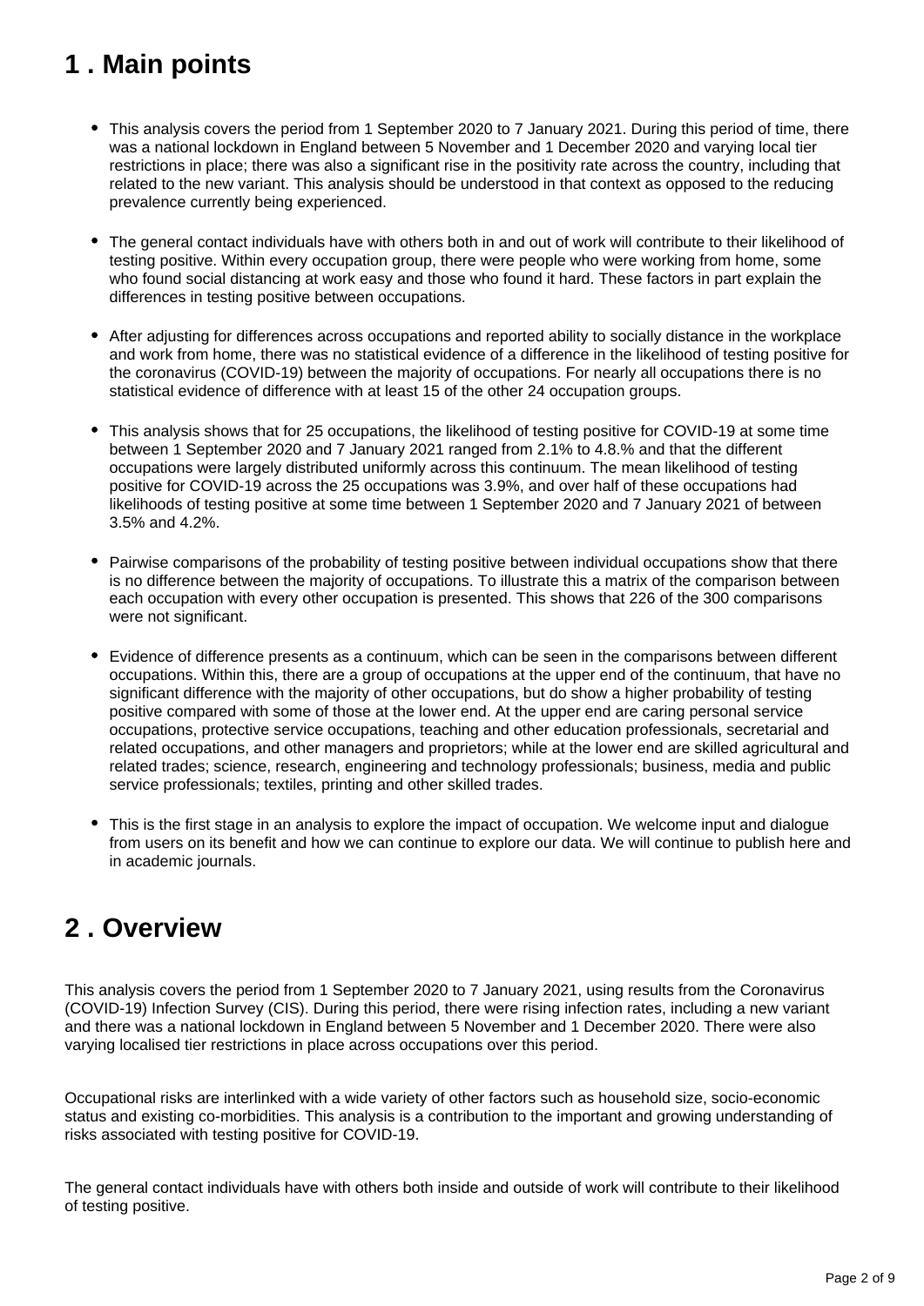## 1 . Main points

- This analysis covers the period from 1 September 2020 to 7 January 2021. During this period of time, there was a national lockdown in England between 5 November and 1 December 2020 and varying local tier restrictions in place; there was also a significant rise in the positivity rate across the country, including that related to the new variant. This analysis should be understood in that context as opposed to the reducing prevalence currently being experienced.

- The general contact individuals have with others both in and out of work will contribute to their likelihood of testing positive. Within every occupation group, there were people who were working from home, some who found social distancing at work easy and those who found it hard. These factors in part explain the differences in testing positive between occupations.

- After adjusting for differences across occupations and reported ability to socially distance in the workplace and work from home, there was no statistical evidence of a difference in the likelihood of testing positive for the coronavirus (COVID-19) between the majority of occupations. For nearly all occupations there is no statistical evidence of difference with at least 15 of the other 24 occupation groups.

- This analysis shows that for 25 occupations, the likelihood of testing positive for COVID-19 at some time between 1 September 2020 and 7 January 2021 ranged from 2.1% to 4.8.% and that the different occupations were largely distributed uniformly across this continuum. The mean likelihood of testing positive for COVID-19 across the 25 occupations was 3.9%, and over half of these occupations had likelihoods of testing positive at some time between 1 September 2020 and 7 January 2021 of between 3.5% and 4.2%.

- Pairwise comparisons of the probability of testing positive between individual occupations show that there is no difference between the majority of occupations. To illustrate this a matrix of the comparison between each occupation with every other occupation is presented. This shows that 226 of the 300 comparisons were not significant.

- Evidence of difference presents as a continuum, which can be seen in the comparisons between different occupations. Within this, there are a group of occupations at the upper end of the continuum, that have no significant difference with the majority of other occupations, but do show a higher probability of testing positive compared with some of those at the lower end. At the upper end are caring personal service occupations, protective service occupations, teaching and other education professionals, secretarial and related occupations, and other managers and proprietors; while at the lower end are skilled agricultural and related trades; science, research, engineering and technology professionals; business, media and public service professionals; textiles, printing and other skilled trades.

- This is the first stage in an analysis to explore the impact of occupation. We welcome input and dialogue from users on its benefit and how we can continue to explore our data. We will continue to publish here and in academic journals.

## 2 . Overview

This analysis covers the period from 1 September 2020 to 7 January 2021, using results from the Coronavirus (COVID-19) Infection Survey (CIS). During this period, there were rising infection rates, including a new variant and there was a national lockdown in England between 5 November and 1 December 2020. There were also varying localised tier restrictions in place across occupations over this period.

Occupational risks are interlinked with a wide variety of other factors such as household size, socio-economic status and existing co-morbidities. This analysis is a contribution to the important and growing understanding of risks associated with testing positive for COVID-19.

The general contact individuals have with others both inside and outside of work will contribute to their likelihood of testing positive.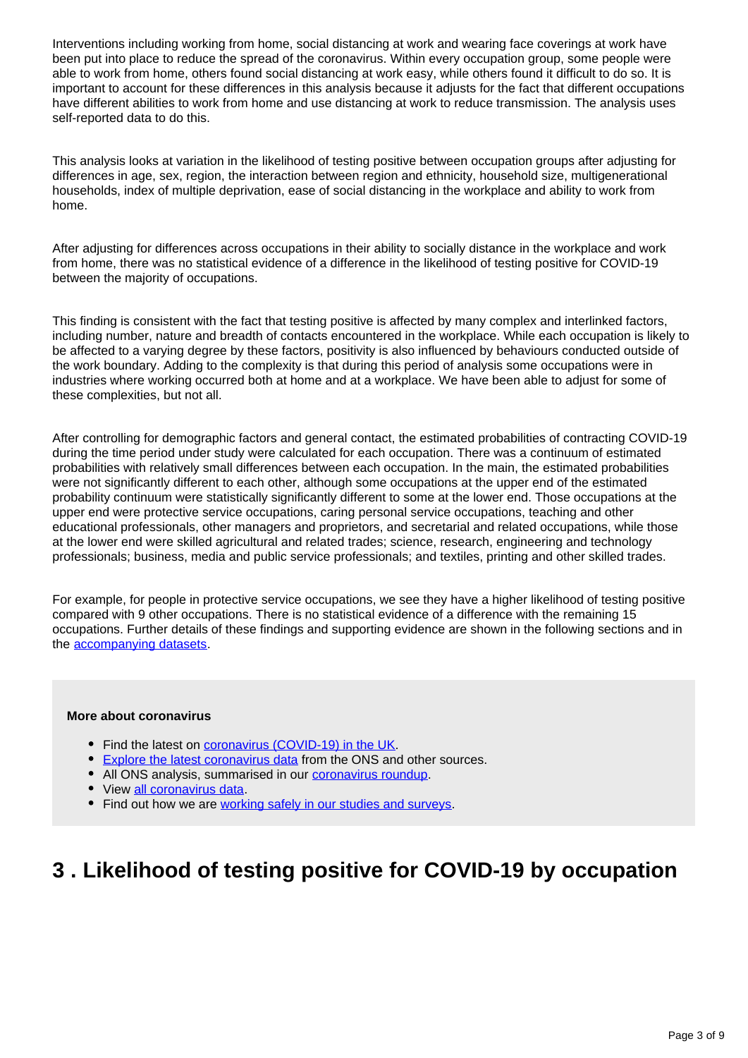Interventions including working from home, social distancing at work and wearing face coverings at work have been put into place to reduce the spread of the coronavirus. Within every occupation group, some people were able to work from home, others found social distancing at work easy, while others found it difficult to do so. It is important to account for these differences in this analysis because it adjusts for the fact that different occupations have different abilities to work from home and use distancing at work to reduce transmission. The analysis uses self-reported data to do this.

This analysis looks at variation in the likelihood of testing positive between occupation groups after adjusting for differences in age, sex, region, the interaction between region and ethnicity, household size, multigenerational households, index of multiple deprivation, ease of social distancing in the workplace and ability to work from home.

After adjusting for differences across occupations in their ability to socially distance in the workplace and work from home, there was no statistical evidence of a difference in the likelihood of testing positive for COVID-19 between the majority of occupations.

This finding is consistent with the fact that testing positive is affected by many complex and interlinked factors, including number, nature and breadth of contacts encountered in the workplace. While each occupation is likely to be affected to a varying degree by these factors, positivity is also influenced by behaviours conducted outside of the work boundary. Adding to the complexity is that during this period of analysis some occupations were in industries where working occurred both at home and at a workplace. We have been able to adjust for some of these complexities, but not all.

After controlling for demographic factors and general contact, the estimated probabilities of contracting COVID-19 during the time period under study were calculated for each occupation. There was a continuum of estimated probabilities with relatively small differences between each occupation. In the main, the estimated probabilities were not significantly different to each other, although some occupations at the upper end of the estimated probability continuum were statistically significantly different to some at the lower end. Those occupations at the upper end were protective service occupations, caring personal service occupations, teaching and other educational professionals, other managers and proprietors, and secretarial and related occupations, while those at the lower end were skilled agricultural and related trades; science, research, engineering and technology professionals; business, media and public service professionals; and textiles, printing and other skilled trades.

For example, for people in protective service occupations, we see they have a higher likelihood of testing positive compared with 9 other occupations. There is no statistical evidence of a difference with the remaining 15 occupations. Further details of these findings and supporting evidence are shown in the following sections and in the accompanying datasets.

**More about coronavirus**

- Find the latest on coronavirus (COVID-19) in the UK.
- Explore the latest coronavirus data from the ONS and other sources.
- All ONS analysis, summarised in our coronavirus roundup.
- View all coronavirus data.
- Find out how we are working safely in our studies and surveys.

# 3 . Likelihood of testing positive for COVID-19 by occupation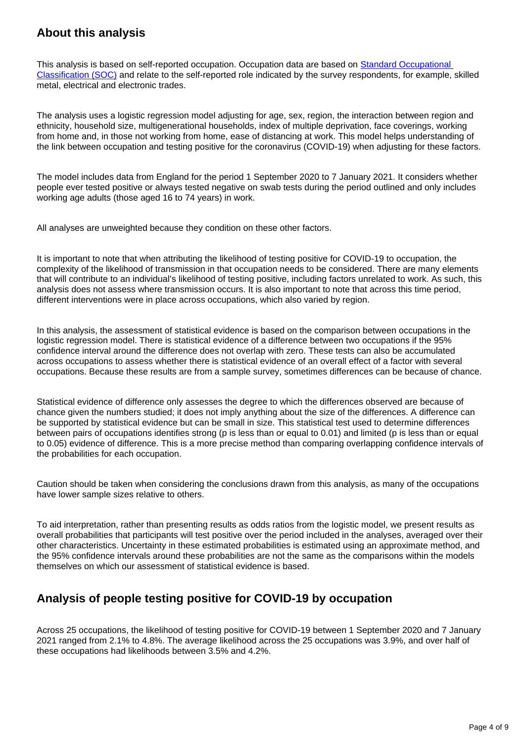## About this analysis

This analysis is based on self-reported occupation. Occupation data are based on [Standard Occupational Classification (SOC)] and relate to the self-reported role indicated by the survey respondents, for example, skilled metal, electrical and electronic trades.

The analysis uses a logistic regression model adjusting for age, sex, region, the interaction between region and ethnicity, household size, multigenerational households, index of multiple deprivation, face coverings, working from home and, in those not working from home, ease of distancing at work. This model helps understanding of the link between occupation and testing positive for the coronavirus (COVID-19) when adjusting for these factors.

The model includes data from England for the period 1 September 2020 to 7 January 2021. It considers whether people ever tested positive or always tested negative on swab tests during the period outlined and only includes working age adults (those aged 16 to 74 years) in work.

All analyses are unweighted because they condition on these other factors.

It is important to note that when attributing the likelihood of testing positive for COVID-19 to occupation, the complexity of the likelihood of transmission in that occupation needs to be considered. There are many elements that will contribute to an individual's likelihood of testing positive, including factors unrelated to work. As such, this analysis does not assess where transmission occurs. It is also important to note that across this time period, different interventions were in place across occupations, which also varied by region.

In this analysis, the assessment of statistical evidence is based on the comparison between occupations in the logistic regression model. There is statistical evidence of a difference between two occupations if the 95% confidence interval around the difference does not overlap with zero. These tests can also be accumulated across occupations to assess whether there is statistical evidence of an overall effect of a factor with several occupations. Because these results are from a sample survey, sometimes differences can be because of chance.

Statistical evidence of difference only assesses the degree to which the differences observed are because of chance given the numbers studied; it does not imply anything about the size of the differences. A difference can be supported by statistical evidence but can be small in size. This statistical test used to determine differences between pairs of occupations identifies strong (p is less than or equal to 0.01) and limited (p is less than or equal to 0.05) evidence of difference. This is a more precise method than comparing overlapping confidence intervals of the probabilities for each occupation.

Caution should be taken when considering the conclusions drawn from this analysis, as many of the occupations have lower sample sizes relative to others.

To aid interpretation, rather than presenting results as odds ratios from the logistic model, we present results as overall probabilities that participants will test positive over the period included in the analyses, averaged over their other characteristics. Uncertainty in these estimated probabilities is estimated using an approximate method, and the 95% confidence intervals around these probabilities are not the same as the comparisons within the models themselves on which our assessment of statistical evidence is based.

## Analysis of people testing positive for COVID-19 by occupation

Across 25 occupations, the likelihood of testing positive for COVID-19 between 1 September 2020 and 7 January 2021 ranged from 2.1% to 4.8%. The average likelihood across the 25 occupations was 3.9%, and over half of these occupations had likelihoods between 3.5% and 4.2%.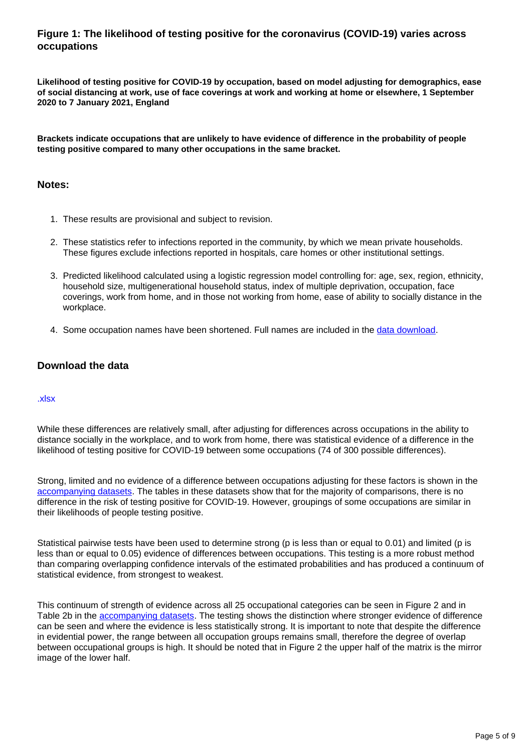### Figure 1: The likelihood of testing positive for the coronavirus (COVID-19) varies across occupations

**Likelihood of testing positive for COVID-19 by occupation, based on model adjusting for demographics, ease of social distancing at work, use of face coverings at work and working at home or elsewhere, 1 September 2020 to 7 January 2021, England**

**Brackets indicate occupations that are unlikely to have evidence of difference in the probability of people testing positive compared to many other occupations in the same bracket.**

#### Notes:

1. These results are provisional and subject to revision.
2. These statistics refer to infections reported in the community, by which we mean private households. These figures exclude infections reported in hospitals, care homes or other institutional settings.
3. Predicted likelihood calculated using a logistic regression model controlling for: age, sex, region, ethnicity, household size, multigenerational household status, index of multiple deprivation, occupation, face coverings, work from home, and in those not working from home, ease of ability to socially distance in the workplace.
4. Some occupation names have been shortened. Full names are included in the data download.

#### Download the data

.xlsx

While these differences are relatively small, after adjusting for differences across occupations in the ability to distance socially in the workplace, and to work from home, there was statistical evidence of a difference in the likelihood of testing positive for COVID-19 between some occupations (74 of 300 possible differences).

Strong, limited and no evidence of a difference between occupations adjusting for these factors is shown in the accompanying datasets. The tables in these datasets show that for the majority of comparisons, there is no difference in the risk of testing positive for COVID-19. However, groupings of some occupations are similar in their likelihoods of people testing positive.

Statistical pairwise tests have been used to determine strong (p is less than or equal to 0.01) and limited (p is less than or equal to 0.05) evidence of differences between occupations. This testing is a more robust method than comparing overlapping confidence intervals of the estimated probabilities and has produced a continuum of statistical evidence, from strongest to weakest.

This continuum of strength of evidence across all 25 occupational categories can be seen in Figure 2 and in Table 2b in the accompanying datasets. The testing shows the distinction where stronger evidence of difference can be seen and where the evidence is less statistically strong. It is important to note that despite the difference in evidential power, the range between all occupation groups remains small, therefore the degree of overlap between occupational groups is high. It should be noted that in Figure 2 the upper half of the matrix is the mirror image of the lower half.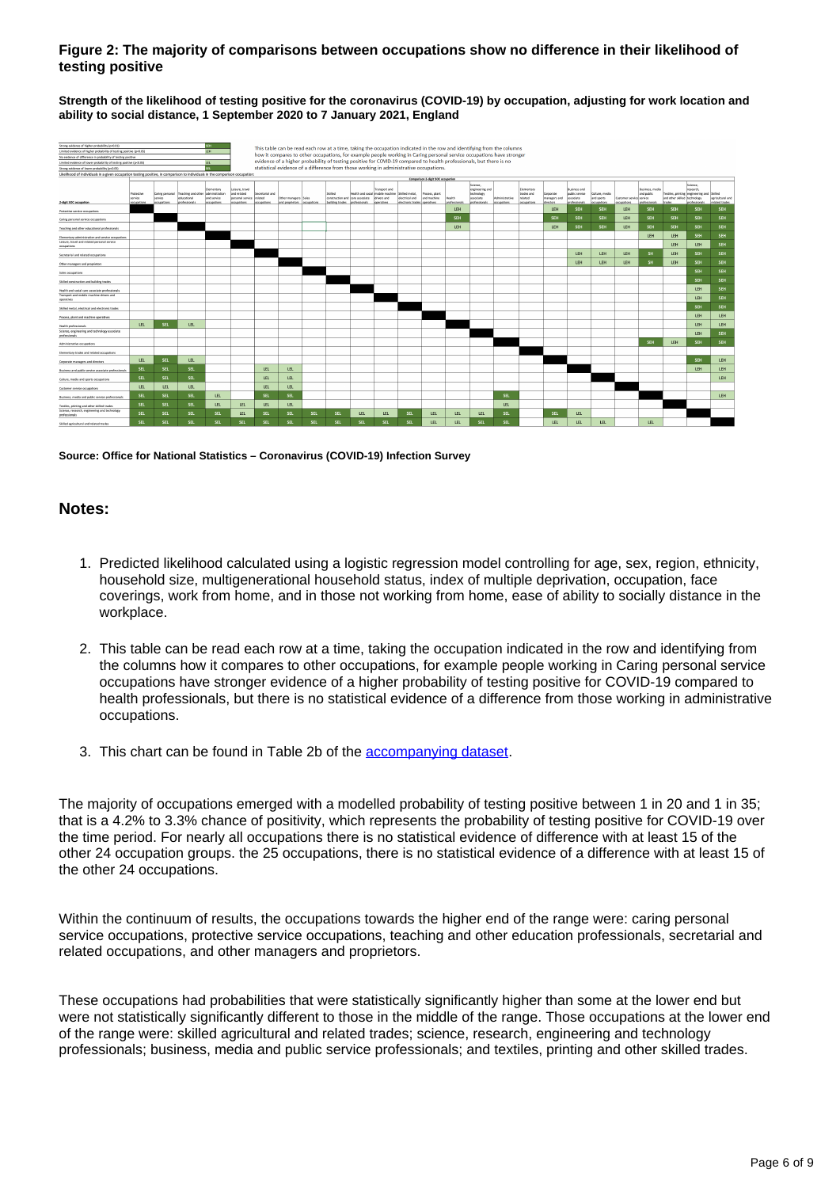### Figure 2: The majority of comparisons between occupations show no difference in their likelihood of testing positive

**Strength of the likelihood of testing positive for the coronavirus (COVID-19) by occupation, adjusting for work location and ability to social distance, 1 September 2020 to 7 January 2021, England**

Source: Office for National Statistics – Coronavirus (COVID-19) Infection Survey

## Notes:

1. Predicted likelihood calculated using a logistic regression model controlling for age, sex, region, ethnicity, household size, multigenerational household status, index of multiple deprivation, occupation, face coverings, work from home, and in those not working from home, ease of ability to socially distance in the workplace.
2. This table can be read each row at a time, taking the occupation indicated in the row and identifying from the columns how it compares to other occupations, for example people working in Caring personal service occupations have stronger evidence of a higher probability of testing positive for COVID-19 compared to health professionals, but there is no statistical evidence of a difference from those working in administrative occupations.
3. This chart can be found in Table 2b of the accompanying dataset.

The majority of occupations emerged with a modelled probability of testing positive between 1 in 20 and 1 in 35; that is a 4.2% to 3.3% chance of positivity, which represents the probability of testing positive for COVID-19 over the time period. For nearly all occupations there is no statistical evidence of difference with at least 15 of the other 24 occupation groups. the 25 occupations, there is no statistical evidence of a difference with at least 15 of the other 24 occupations.

Within the continuum of results, the occupations towards the higher end of the range were: caring personal service occupations, protective service occupations, teaching and other education professionals, secretarial and related occupations, and other managers and proprietors.

These occupations had probabilities that were statistically significantly higher than some at the lower end but were not statistically significantly different to those in the middle of the range. Those occupations at the lower end of the range were: skilled agricultural and related trades; science, research, engineering and technology professionals; business, media and public service professionals; and textiles, printing and other skilled trades.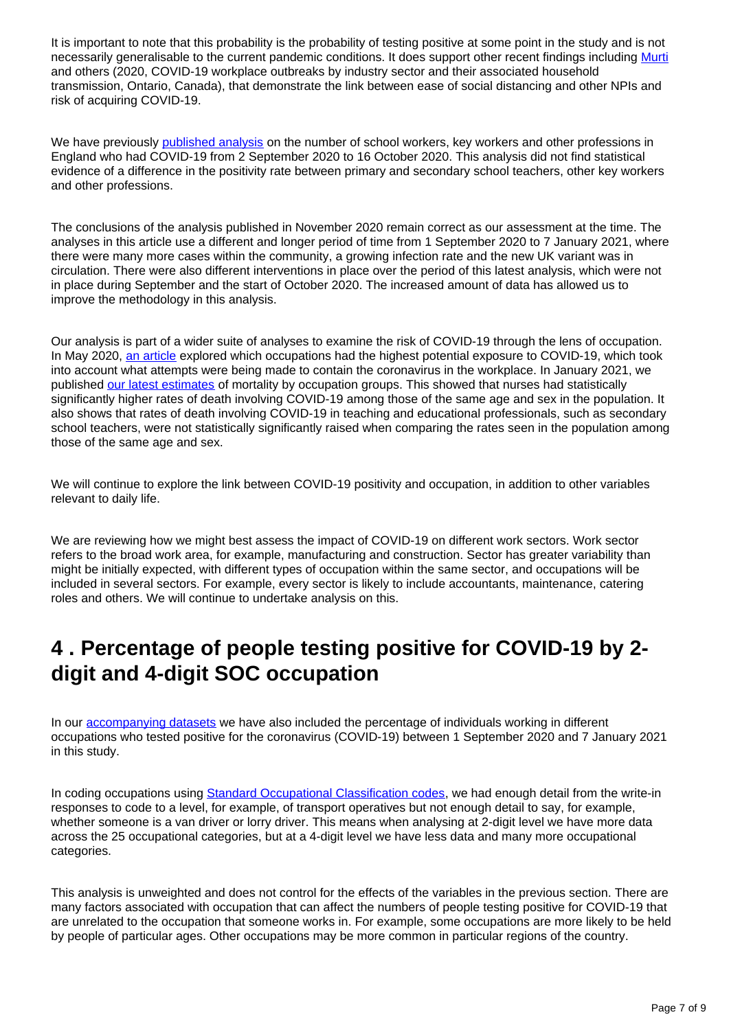It is important to note that this probability is the probability of testing positive at some point in the study and is not necessarily generalisable to the current pandemic conditions. It does support other recent findings including Murti and others (2020, COVID-19 workplace outbreaks by industry sector and their associated household transmission, Ontario, Canada), that demonstrate the link between ease of social distancing and other NPIs and risk of acquiring COVID-19.

We have previously published analysis on the number of school workers, key workers and other professions in England who had COVID-19 from 2 September 2020 to 16 October 2020. This analysis did not find statistical evidence of a difference in the positivity rate between primary and secondary school teachers, other key workers and other professions.

The conclusions of the analysis published in November 2020 remain correct as our assessment at the time. The analyses in this article use a different and longer period of time from 1 September 2020 to 7 January 2021, where there were many more cases within the community, a growing infection rate and the new UK variant was in circulation. There were also different interventions in place over the period of this latest analysis, which were not in place during September and the start of October 2020. The increased amount of data has allowed us to improve the methodology in this analysis.

Our analysis is part of a wider suite of analyses to examine the risk of COVID-19 through the lens of occupation. In May 2020, an article explored which occupations had the highest potential exposure to COVID-19, which took into account what attempts were being made to contain the coronavirus in the workplace. In January 2021, we published our latest estimates of mortality by occupation groups. This showed that nurses had statistically significantly higher rates of death involving COVID-19 among those of the same age and sex in the population. It also shows that rates of death involving COVID-19 in teaching and educational professionals, such as secondary school teachers, were not statistically significantly raised when comparing the rates seen in the population among those of the same age and sex.

We will continue to explore the link between COVID-19 positivity and occupation, in addition to other variables relevant to daily life.

We are reviewing how we might best assess the impact of COVID-19 on different work sectors. Work sector refers to the broad work area, for example, manufacturing and construction. Sector has greater variability than might be initially expected, with different types of occupation within the same sector, and occupations will be included in several sectors. For example, every sector is likely to include accountants, maintenance, catering roles and others. We will continue to undertake analysis on this.

## 4 . Percentage of people testing positive for COVID-19 by 2-digit and 4-digit SOC occupation

In our accompanying datasets we have also included the percentage of individuals working in different occupations who tested positive for the coronavirus (COVID-19) between 1 September 2020 and 7 January 2021 in this study.

In coding occupations using Standard Occupational Classification codes, we had enough detail from the write-in responses to code to a level, for example, of transport operatives but not enough detail to say, for example, whether someone is a van driver or lorry driver. This means when analysing at 2-digit level we have more data across the 25 occupational categories, but at a 4-digit level we have less data and many more occupational categories.

This analysis is unweighted and does not control for the effects of the variables in the previous section. There are many factors associated with occupation that can affect the numbers of people testing positive for COVID-19 that are unrelated to the occupation that someone works in. For example, some occupations are more likely to be held by people of particular ages. Other occupations may be more common in particular regions of the country.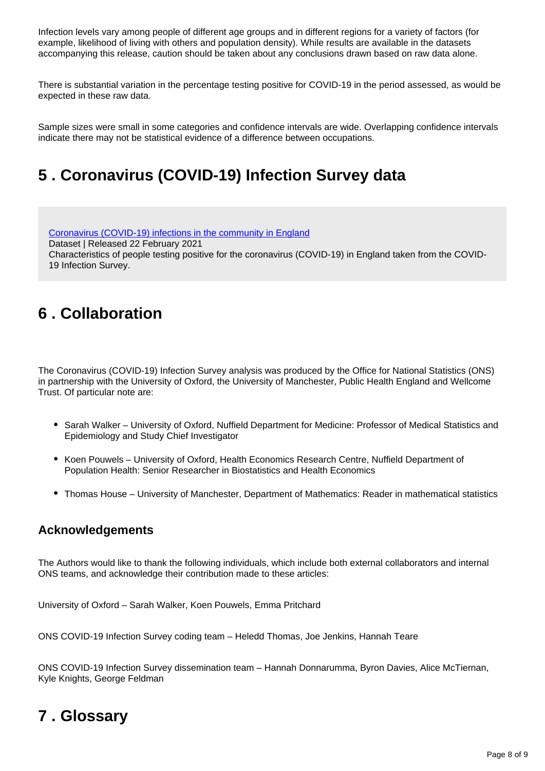Infection levels vary among people of different age groups and in different regions for a variety of factors (for example, likelihood of living with others and population density). While results are available in the datasets accompanying this release, caution should be taken about any conclusions drawn based on raw data alone.

There is substantial variation in the percentage testing positive for COVID-19 in the period assessed, as would be expected in these raw data.

Sample sizes were small in some categories and confidence intervals are wide. Overlapping confidence intervals indicate there may not be statistical evidence of a difference between occupations.

## 5 . Coronavirus (COVID-19) Infection Survey data

[Coronavirus (COVID-19) infections in the community in England](#)
Dataset | Released 22 February 2021
Characteristics of people testing positive for the coronavirus (COVID-19) in England taken from the COVID-19 Infection Survey.

## 6 . Collaboration

The Coronavirus (COVID-19) Infection Survey analysis was produced by the Office for National Statistics (ONS) in partnership with the University of Oxford, the University of Manchester, Public Health England and Wellcome Trust. Of particular note are:

- Sarah Walker – University of Oxford, Nuffield Department for Medicine: Professor of Medical Statistics and Epidemiology and Study Chief Investigator
- Koen Pouwels – University of Oxford, Health Economics Research Centre, Nuffield Department of Population Health: Senior Researcher in Biostatistics and Health Economics
- Thomas House – University of Manchester, Department of Mathematics: Reader in mathematical statistics

### Acknowledgements

The Authors would like to thank the following individuals, which include both external collaborators and internal ONS teams, and acknowledge their contribution made to these articles:

University of Oxford – Sarah Walker, Koen Pouwels, Emma Pritchard

ONS COVID-19 Infection Survey coding team – Heledd Thomas, Joe Jenkins, Hannah Teare

ONS COVID-19 Infection Survey dissemination team – Hannah Donnarumma, Byron Davies, Alice McTiernan, Kyle Knights, George Feldman

## 7 . Glossary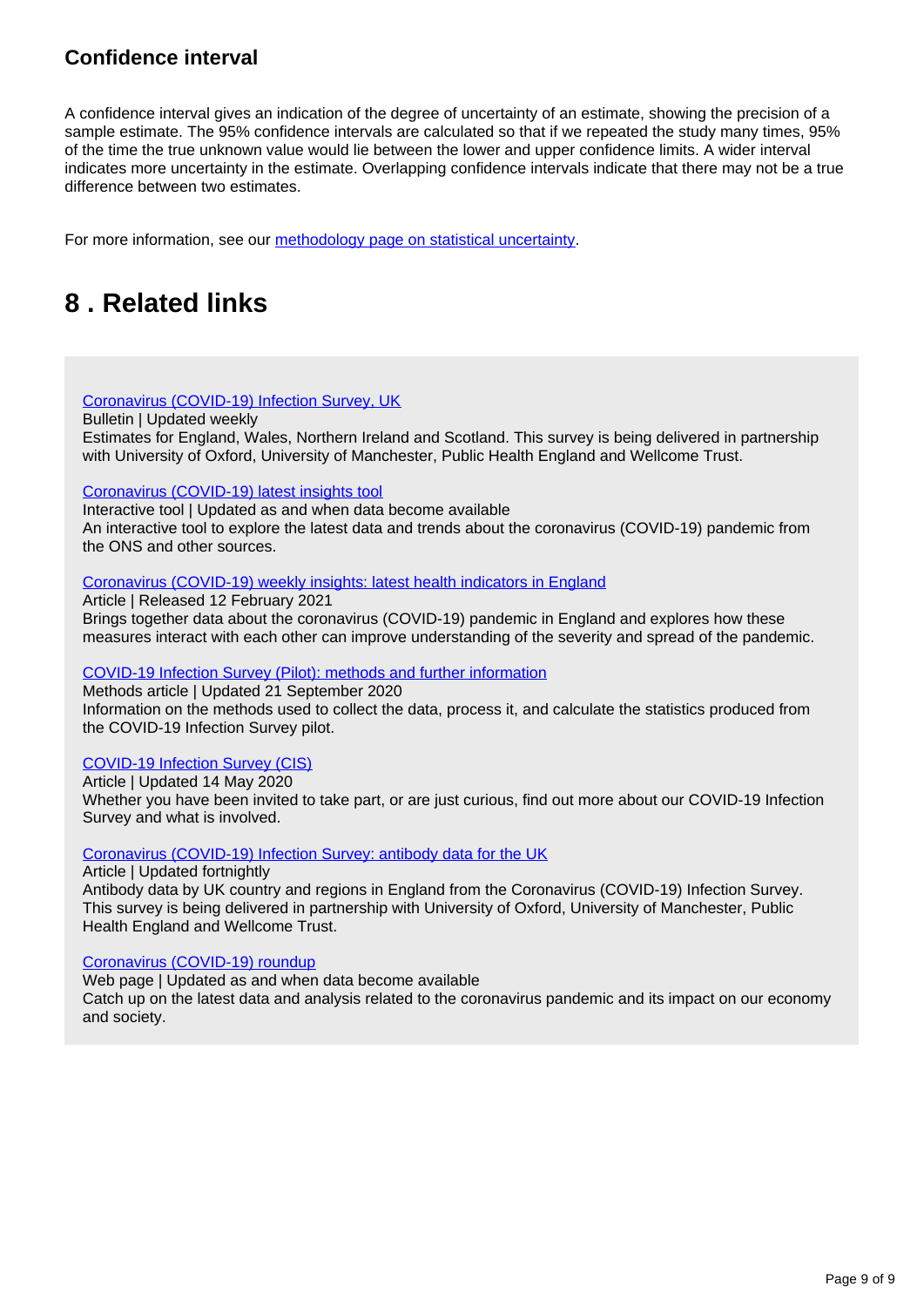### Confidence interval

A confidence interval gives an indication of the degree of uncertainty of an estimate, showing the precision of a sample estimate. The 95% confidence intervals are calculated so that if we repeated the study many times, 95% of the time the true unknown value would lie between the lower and upper confidence limits. A wider interval indicates more uncertainty in the estimate. Overlapping confidence intervals indicate that there may not be a true difference between two estimates.

For more information, see our methodology page on statistical uncertainty.

## 8 . Related links

Coronavirus (COVID-19) Infection Survey, UK
Bulletin | Updated weekly
Estimates for England, Wales, Northern Ireland and Scotland. This survey is being delivered in partnership with University of Oxford, University of Manchester, Public Health England and Wellcome Trust.

Coronavirus (COVID-19) latest insights tool
Interactive tool | Updated as and when data become available
An interactive tool to explore the latest data and trends about the coronavirus (COVID-19) pandemic from the ONS and other sources.

Coronavirus (COVID-19) weekly insights: latest health indicators in England
Article | Released 12 February 2021
Brings together data about the coronavirus (COVID-19) pandemic in England and explores how these measures interact with each other can improve understanding of the severity and spread of the pandemic.

COVID-19 Infection Survey (Pilot): methods and further information
Methods article | Updated 21 September 2020
Information on the methods used to collect the data, process it, and calculate the statistics produced from the COVID-19 Infection Survey pilot.

COVID-19 Infection Survey (CIS)
Article | Updated 14 May 2020
Whether you have been invited to take part, or are just curious, find out more about our COVID-19 Infection Survey and what is involved.

Coronavirus (COVID-19) Infection Survey: antibody data for the UK
Article | Updated fortnightly
Antibody data by UK country and regions in England from the Coronavirus (COVID-19) Infection Survey. This survey is being delivered in partnership with University of Oxford, University of Manchester, Public Health England and Wellcome Trust.

Coronavirus (COVID-19) roundup
Web page | Updated as and when data become available
Catch up on the latest data and analysis related to the coronavirus pandemic and its impact on our economy and society.